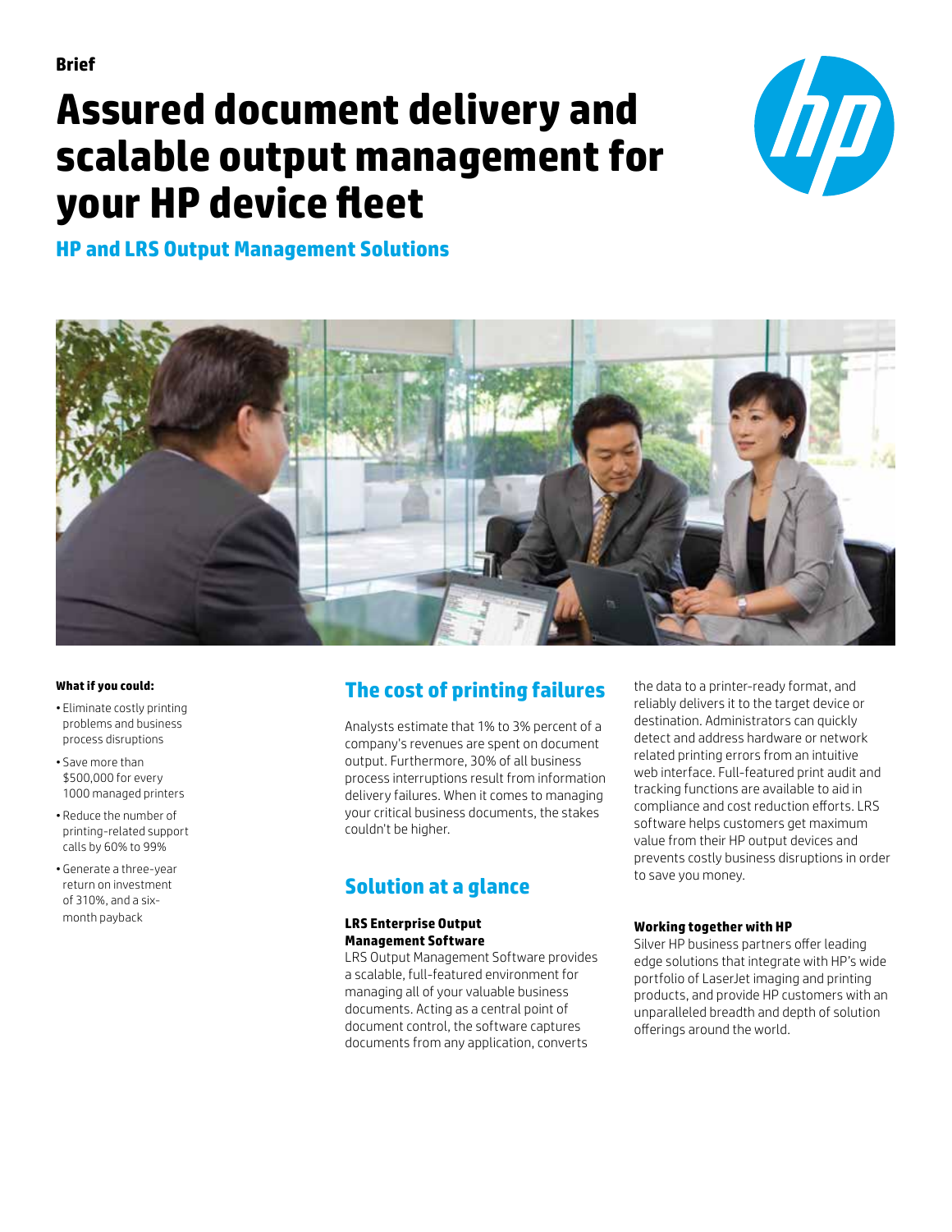**Brief**

# Assured document delivery and scalable output management for your HP device fleet

## HP and LRS Output Management Solutions

**What if you could:**

- Eliminate costly printing problems and business process disruptions
- Save more than $500,000 for every 1000 managed printers
- Reduce the number of printing-related support calls by 60% to 99%
- Generate a three-year return on investment of 310%, and a six-month payback

## The cost of printing failures

Analysts estimate that 1% to 3% percent of a company's revenues are spent on document output. Furthermore, 30% of all business process interruptions result from information delivery failures. When it comes to managing your critical business documents, the stakes couldn't be higher.

## Solution at a glance

**LRS Enterprise Output Management Software**

LRS Output Management Software provides a scalable, full-featured environment for managing all of your valuable business documents. Acting as a central point of document control, the software captures documents from any application, converts the data to a printer-ready format, and reliably delivers it to the target device or destination. Administrators can quickly detect and address hardware or network related printing errors from an intuitive web interface. Full-featured print audit and tracking functions are available to aid in compliance and cost reduction efforts. LRS software helps customers get maximum value from their HP output devices and prevents costly business disruptions in order to save you money.

**Working together with HP**

Silver HP business partners offer leading edge solutions that integrate with HP's wide portfolio of LaserJet imaging and printing products, and provide HP customers with an unparalleled breadth and depth of solution offerings around the world.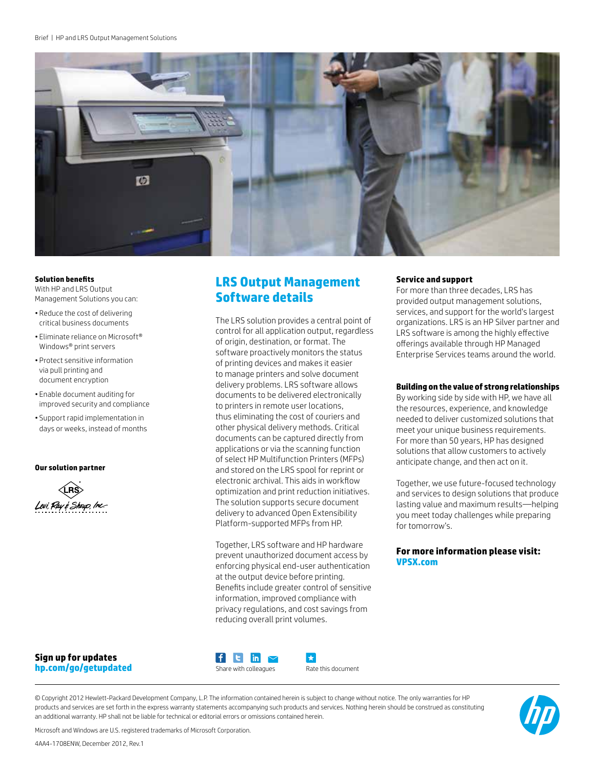**Solution benefits**

With HP and LRS Output Management Solutions you can:

- Reduce the cost of delivering critical business documents
- Eliminate reliance on Microsoft® Windows® print servers
- Protect sensitive information via pull printing and document encryption
- Enable document auditing for improved security and compliance
- Support rapid implementation in days or weeks, instead of months

**Our solution partner**

## LRS Output Management Software details

The LRS solution provides a central point of control for all application output, regardless of origin, destination, or format. The software proactively monitors the status of printing devices and makes it easier to manage printers and solve document delivery problems. LRS software allows documents to be delivered electronically to printers in remote user locations, thus eliminating the cost of couriers and other physical delivery methods. Critical documents can be captured directly from applications or via the scanning function of select HP Multifunction Printers (MFPs) and stored on the LRS spool for reprint or electronic archival. This aids in workflow optimization and print reduction initiatives. The solution supports secure document delivery to advanced Open Extensibility Platform-supported MFPs from HP.

Together, LRS software and HP hardware prevent unauthorized document access by enforcing physical end-user authentication at the output device before printing. Benefits include greater control of sensitive information, improved compliance with privacy regulations, and cost savings from reducing overall print volumes.

**Service and support**

For more than three decades, LRS has provided output management solutions, services, and support for the world's largest organizations. LRS is an HP Silver partner and LRS software is among the highly effective offerings available through HP Managed Enterprise Services teams around the world.

**Building on the value of strong relationships**

By working side by side with HP, we have all the resources, experience, and knowledge needed to deliver customized solutions that meet your unique business requirements. For more than 50 years, HP has designed solutions that allow customers to actively anticipate change, and then act on it.

Together, we use future-focused technology and services to design solutions that produce lasting value and maximum results—helping you meet today challenges while preparing for tomorrow's.

**For more information please visit:**
**VPSX.com**

**Sign up for updates**
**hp.com/go/getupdated**

Share with colleagues

Rate this document

© Copyright 2012 Hewlett-Packard Development Company, L.P. The information contained herein is subject to change without notice. The only warranties for HP products and services are set forth in the express warranty statements accompanying such products and services. Nothing herein should be construed as constituting an additional warranty. HP shall not be liable for technical or editorial errors or omissions contained herein.

Microsoft and Windows are U.S. registered trademarks of Microsoft Corporation.

4AA4-1708ENW, December 2012, Rev.1